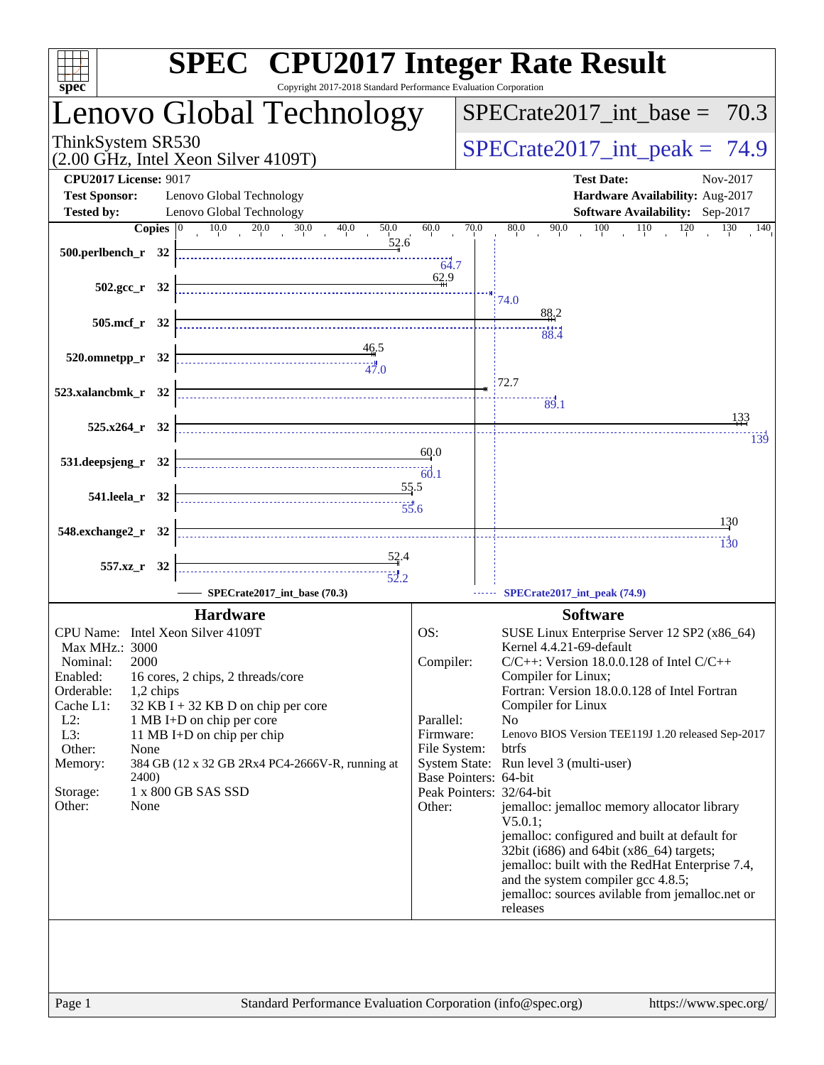# SPEC CPU2017 Integer Rate Result

Copyright 2017-2018 Standard Performance Evaluation Corporation

## Lenovo Global Technology

ThinkSystem SR530
(2.00 GHz, Intel Xeon Silver 4109T)

SPECrate2017_int_base = 70.3

SPECrate2017_int_peak = 74.9

**CPU2017 License:** 9017
**Test Sponsor:** Lenovo Global Technology
**Tested by:** Lenovo Global Technology

**Test Date:** Nov-2017
**Hardware Availability:** Aug-2017
**Software Availability:** Sep-2017

| Benchmark | Copies | Base | Peak |
|---|---|---|---|
| 500.perlbench_r | 32 | 52.6 | 64.7 |
| 502.gcc_r | 32 | 62.9 | 74.0 |
| 505.mcf_r | 32 | 88.2 | 88.4 |
| 520.omnetpp_r | 32 | 46.5 | 47.0 |
| 523.xalancbmk_r | 32 | 72.7 | 89.1 |
| 525.x264_r | 32 | 133 | 139 |
| 531.deepsjeng_r | 32 | 60.0 | 60.1 |
| 541.leela_r | 32 | 55.5 | 55.6 |
| 548.exchange2_r | 32 | 130 | 130 |
| 557.xz_r | 32 | 52.4 | 52.2 |

SPECrate2017_int_base (70.3) — SPECrate2017_int_peak (74.9)

### Hardware

| | |
|---|---|
| CPU Name: | Intel Xeon Silver 4109T |
| Max MHz.: | 3000 |
| Nominal: | 2000 |
| Enabled: | 16 cores, 2 chips, 2 threads/core |
| Orderable: | 1,2 chips |
| Cache L1: | 32 KB I + 32 KB D on chip per core |
| L2: | 1 MB I+D on chip per core |
| L3: | 11 MB I+D on chip per chip |
| Other: | None |
| Memory: | 384 GB (12 x 32 GB 2Rx4 PC4-2666V-R, running at 2400) |
| Storage: | 1 x 800 GB SAS SSD |
| Other: | None |

### Software

| | |
|---|---|
| OS: | SUSE Linux Enterprise Server 12 SP2 (x86_64) Kernel 4.4.21-69-default |
| Compiler: | C/C++: Version 18.0.0.128 of Intel C/C++ Compiler for Linux; Fortran: Version 18.0.0.128 of Intel Fortran Compiler for Linux |
| Parallel: | No |
| Firmware: | Lenovo BIOS Version TEE119J 1.20 released Sep-2017 |
| File System: | btrfs |
| System State: | Run level 3 (multi-user) |
| Base Pointers: | 64-bit |
| Peak Pointers: | 32/64-bit |
| Other: | jemalloc: jemalloc memory allocator library V5.0.1; jemalloc: configured and built at default for 32bit (i686) and 64bit (x86_64) targets; jemalloc: built with the RedHat Enterprise 7.4, and the system compiler gcc 4.8.5; jemalloc: sources avilable from jemalloc.net or releases |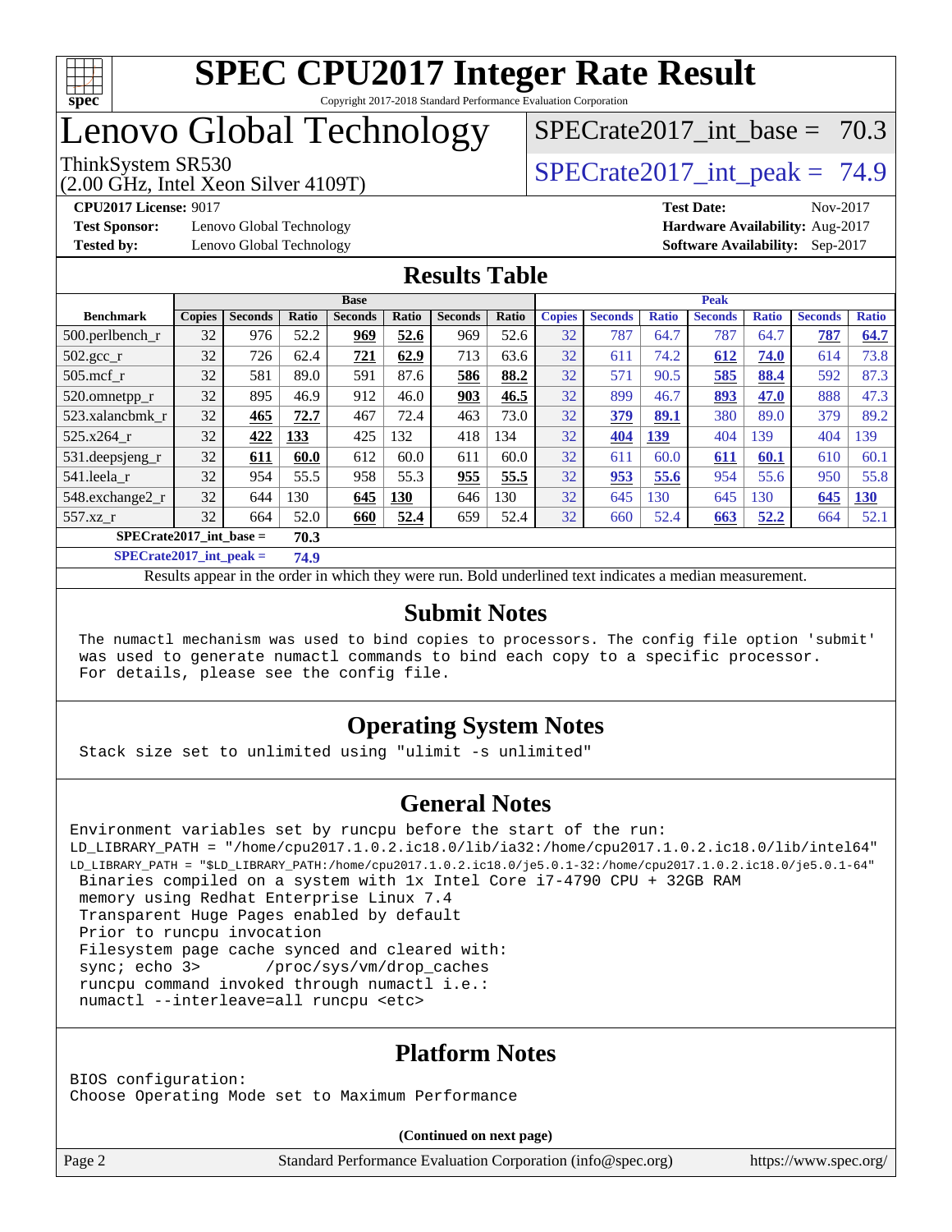# SPEC CPU2017 Integer Rate Result

Copyright 2017-2018 Standard Performance Evaluation Corporation

# Lenovo Global Technology

ThinkSystem SR530
(2.00 GHz, Intel Xeon Silver 4109T)

SPECrate2017_int_base = 70.3

SPECrate2017_int_peak = 74.9

**CPU2017 License:** 9017
**Test Sponsor:** Lenovo Global Technology
**Tested by:** Lenovo Global Technology

**Test Date:** Nov-2017
**Hardware Availability:** Aug-2017
**Software Availability:** Sep-2017

## Results Table

| Benchmark | Base | | | | | | | Peak | | | | | | |
|---|---|---|---|---|---|---|---|---|---|---|---|---|---|---|
| | Copies | Seconds | Ratio | Seconds | Ratio | Seconds | Ratio | Copies | Seconds | Ratio | Seconds | Ratio | Seconds | Ratio |
| 500.perlbench_r | 32 | 976 | 52.2 | **969** | **52.6** | 969 | 52.6 | 32 | 787 | 64.7 | 787 | 64.7 | **787** | **64.7** |
| 502.gcc_r | 32 | 726 | 62.4 | **721** | **62.9** | 713 | 63.6 | 32 | 611 | 74.2 | **612** | **74.0** | 614 | 73.8 |
| 505.mcf_r | 32 | 581 | 89.0 | 591 | 87.6 | **586** | **88.2** | 32 | 571 | 90.5 | **585** | **88.4** | 592 | 87.3 |
| 520.omnetpp_r | 32 | 895 | 46.9 | 912 | 46.0 | **903** | **46.5** | 32 | 899 | 46.7 | **893** | **47.0** | 888 | 47.3 |
| 523.xalancbmk_r | 32 | **465** | **72.7** | 467 | 72.4 | 463 | 73.0 | 32 | **379** | **89.1** | 380 | 89.0 | 379 | 89.2 |
| 525.x264_r | 32 | **422** | **133** | 425 | 132 | 418 | 134 | 32 | **404** | **139** | 404 | 139 | 404 | 139 |
| 531.deepsjeng_r | 32 | **611** | **60.0** | 612 | 60.0 | 611 | 60.0 | 32 | 611 | 60.0 | **611** | **60.1** | 610 | 60.1 |
| 541.leela_r | 32 | 954 | 55.5 | 958 | 55.3 | **955** | **55.5** | 32 | **953** | **55.6** | 954 | 55.6 | 950 | 55.8 |
| 548.exchange2_r | 32 | 644 | 130 | **645** | **130** | 646 | 130 | 32 | 645 | 130 | 645 | 130 | **645** | **130** |
| 557.xz_r | 32 | 664 | 52.0 | **660** | **52.4** | 659 | 52.4 | 32 | 660 | 52.4 | **663** | **52.2** | 664 | 52.1 |

**SPECrate2017_int_base = 70.3**

**SPECrate2017_int_peak = 74.9**

Results appear in the order in which they were run. Bold underlined text indicates a median measurement.

## Submit Notes

```
The numactl mechanism was used to bind copies to processors. The config file option 'submit'
was used to generate numactl commands to bind each copy to a specific processor.
For details, please see the config file.
```

## Operating System Notes

```
Stack size set to unlimited using "ulimit -s unlimited"
```

## General Notes

```
Environment variables set by runcpu before the start of the run:
LD_LIBRARY_PATH = "/home/cpu2017.1.0.2.ic18.0/lib/ia32:/home/cpu2017.1.0.2.ic18.0/lib/intel64"
LD_LIBRARY_PATH = "$LD_LIBRARY_PATH:/home/cpu2017.1.0.2.ic18.0/je5.0.1-32:/home/cpu2017.1.0.2.ic18.0/je5.0.1-64"
 Binaries compiled on a system with 1x Intel Core i7-4790 CPU + 32GB RAM
 memory using Redhat Enterprise Linux 7.4
 Transparent Huge Pages enabled by default
 Prior to runcpu invocation
 Filesystem page cache synced and cleared with:
 sync; echo 3>       /proc/sys/vm/drop_caches
 runcpu command invoked through numactl i.e.:
 numactl --interleave=all runcpu <etc>
```

## Platform Notes

```
BIOS configuration:
Choose Operating Mode set to Maximum Performance
```

**(Continued on next page)**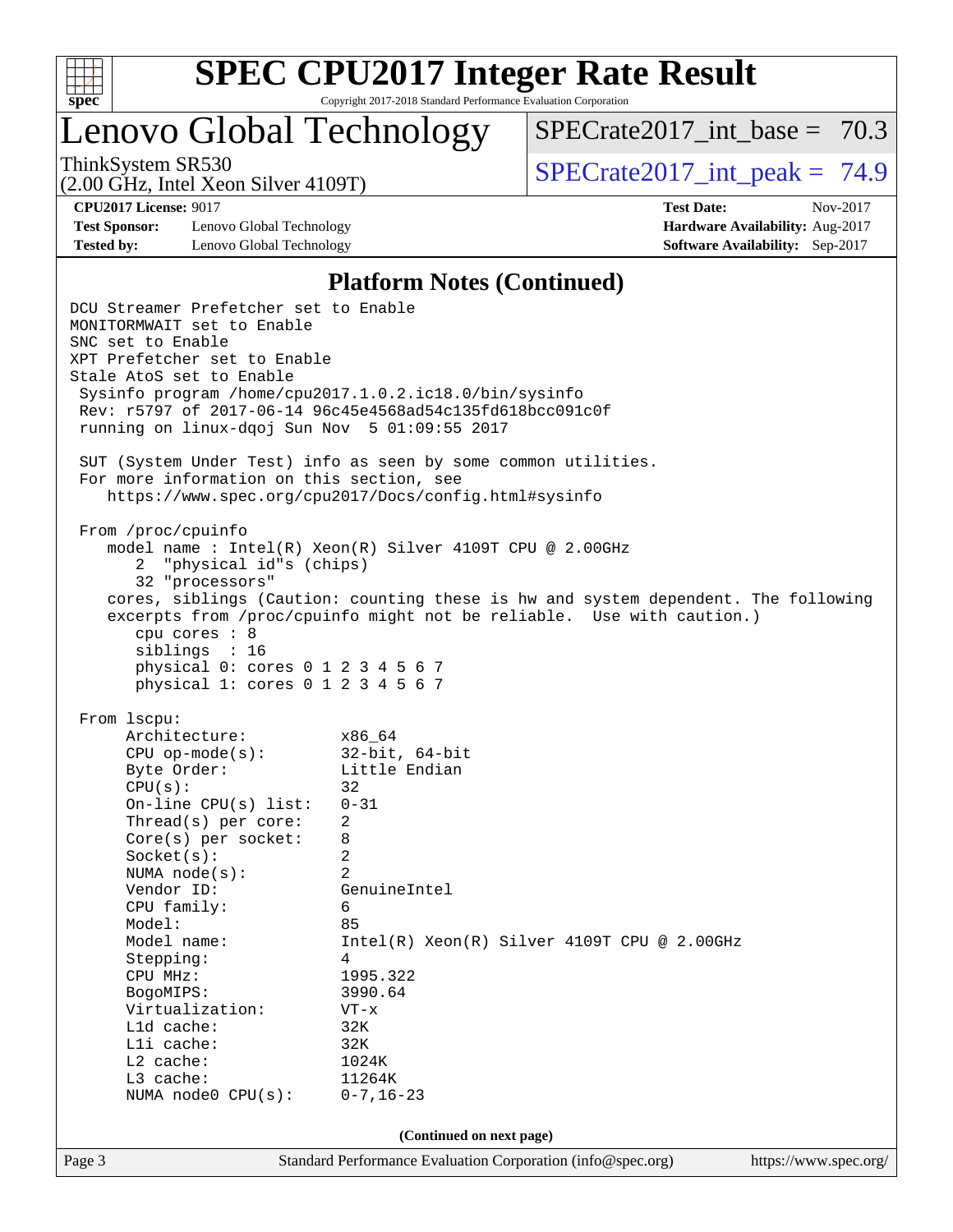# SPEC CPU2017 Integer Rate Result

Copyright 2017-2018 Standard Performance Evaluation Corporation

## Lenovo Global Technology

ThinkSystem SR530
(2.00 GHz, Intel Xeon Silver 4109T)

SPECrate2017_int_base = 70.3

SPECrate2017_int_peak = 74.9

**CPU2017 License:** 9017
**Test Sponsor:** Lenovo Global Technology
**Tested by:** Lenovo Global Technology

**Test Date:** Nov-2017
**Hardware Availability:** Aug-2017
**Software Availability:** Sep-2017

## Platform Notes (Continued)

```
DCU Streamer Prefetcher set to Enable
MONITORMWAIT set to Enable
SNC set to Enable
XPT Prefetcher set to Enable
Stale AtoS set to Enable
 Sysinfo program /home/cpu2017.1.0.2.ic18.0/bin/sysinfo
 Rev: r5797 of 2017-06-14 96c45e4568ad54c135fd618bcc091c0f
 running on linux-dqoj Sun Nov  5 01:09:55 2017

 SUT (System Under Test) info as seen by some common utilities.
 For more information on this section, see
    https://www.spec.org/cpu2017/Docs/config.html#sysinfo

 From /proc/cpuinfo
    model name : Intel(R) Xeon(R) Silver 4109T CPU @ 2.00GHz
       2  "physical id"s (chips)
       32 "processors"
    cores, siblings (Caution: counting these is hw and system dependent. The following
    excerpts from /proc/cpuinfo might not be reliable.  Use with caution.)
       cpu cores : 8
       siblings  : 16
       physical 0: cores 0 1 2 3 4 5 6 7
       physical 1: cores 0 1 2 3 4 5 6 7

 From lscpu:
      Architecture:          x86_64
      CPU op-mode(s):        32-bit, 64-bit
      Byte Order:            Little Endian
      CPU(s):                32
      On-line CPU(s) list:   0-31
      Thread(s) per core:    2
      Core(s) per socket:    8
      Socket(s):             2
      NUMA node(s):          2
      Vendor ID:             GenuineIntel
      CPU family:            6
      Model:                 85
      Model name:            Intel(R) Xeon(R) Silver 4109T CPU @ 2.00GHz
      Stepping:              4
      CPU MHz:               1995.322
      BogoMIPS:              3990.64
      Virtualization:        VT-x
      L1d cache:             32K
      L1i cache:             32K
      L2 cache:              1024K
      L3 cache:              11264K
      NUMA node0 CPU(s):     0-7,16-23
```

(Continued on next page)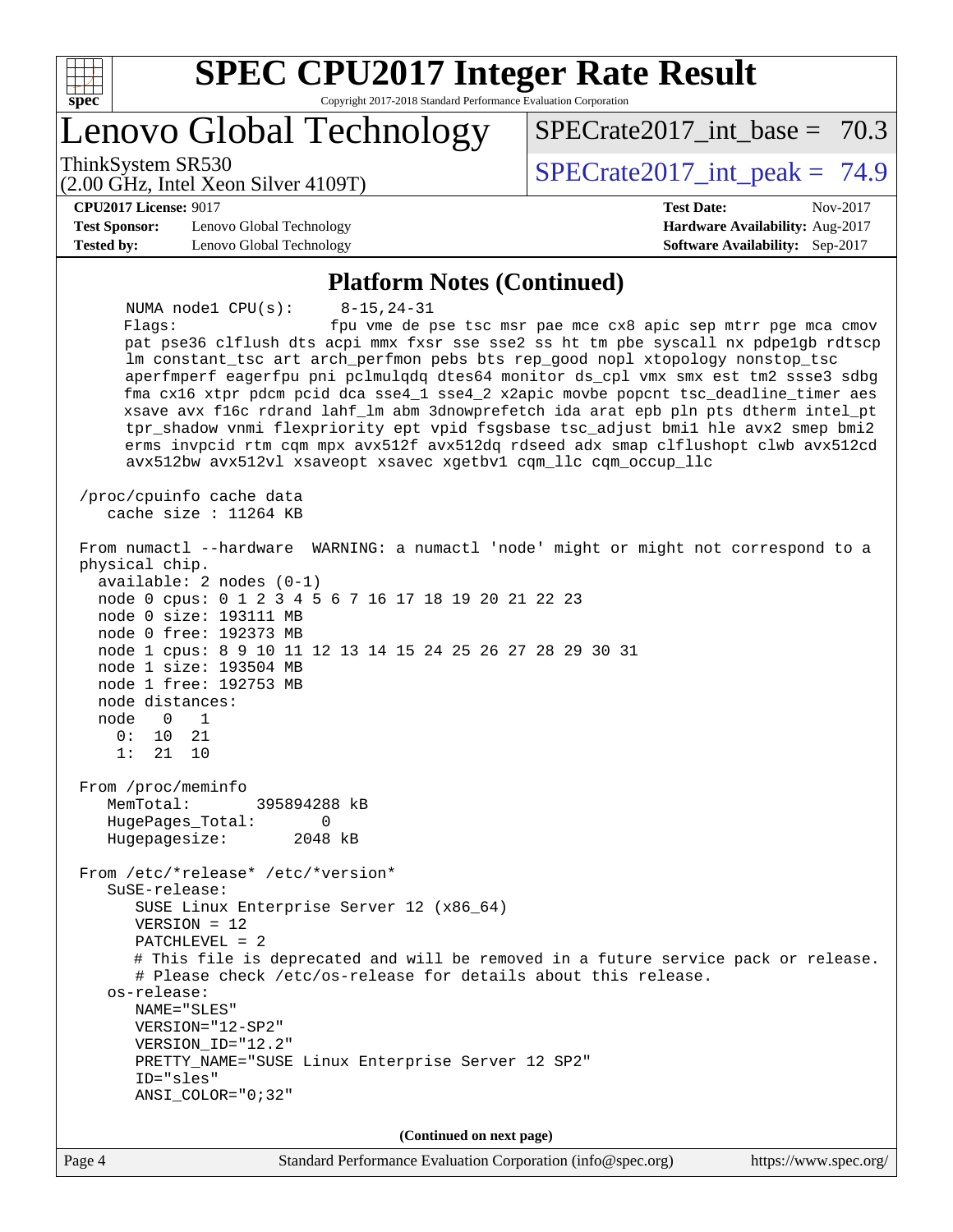## Platform Notes (Continued)

```
     NUMA node1 CPU(s):     8-15,24-31
     Flags:                 fpu vme de pse tsc msr pae mce cx8 apic sep mtrr pge mca cmov
     pat pse36 clflush dts acpi mmx fxsr sse sse2 ss ht tm pbe syscall nx pdpe1gb rdtscp
     lm constant_tsc art arch_perfmon pebs bts rep_good nopl xtopology nonstop_tsc
     aperfmperf eagerfpu pni pclmulqdq dtes64 monitor ds_cpl vmx smx est tm2 ssse3 sdbg
     fma cx16 xtpr pdcm pcid dca sse4_1 sse4_2 x2apic movbe popcnt tsc_deadline_timer aes
     xsave avx f16c rdrand lahf_lm abm 3dnowprefetch ida arat epb pln pts dtherm intel_pt
     tpr_shadow vnmi flexpriority ept vpid fsgsbase tsc_adjust bmi1 hle avx2 smep bmi2
     erms invpcid rtm cqm mpx avx512f avx512dq rdseed adx smap clflushopt clwb avx512cd
     avx512bw avx512vl xsaveopt xsavec xgetbv1 cqm_llc cqm_occup_llc

 /proc/cpuinfo cache data
    cache size : 11264 KB

 From numactl --hardware  WARNING: a numactl 'node' might or might not correspond to a
 physical chip.
   available: 2 nodes (0-1)
   node 0 cpus: 0 1 2 3 4 5 6 7 16 17 18 19 20 21 22 23
   node 0 size: 193111 MB
   node 0 free: 192373 MB
   node 1 cpus: 8 9 10 11 12 13 14 15 24 25 26 27 28 29 30 31
   node 1 size: 193504 MB
   node 1 free: 192753 MB
   node distances:
   node   0   1
     0:  10  21
     1:  21  10

 From /proc/meminfo
    MemTotal:       395894288 kB
    HugePages_Total:       0
    Hugepagesize:       2048 kB

 From /etc/*release* /etc/*version*
    SuSE-release:
       SUSE Linux Enterprise Server 12 (x86_64)
       VERSION = 12
       PATCHLEVEL = 2
       # This file is deprecated and will be removed in a future service pack or release.
       # Please check /etc/os-release for details about this release.
    os-release:
       NAME="SLES"
       VERSION="12-SP2"
       VERSION_ID="12.2"
       PRETTY_NAME="SUSE Linux Enterprise Server 12 SP2"
       ID="sles"
       ANSI_COLOR="0;32"
```

(Continued on next page)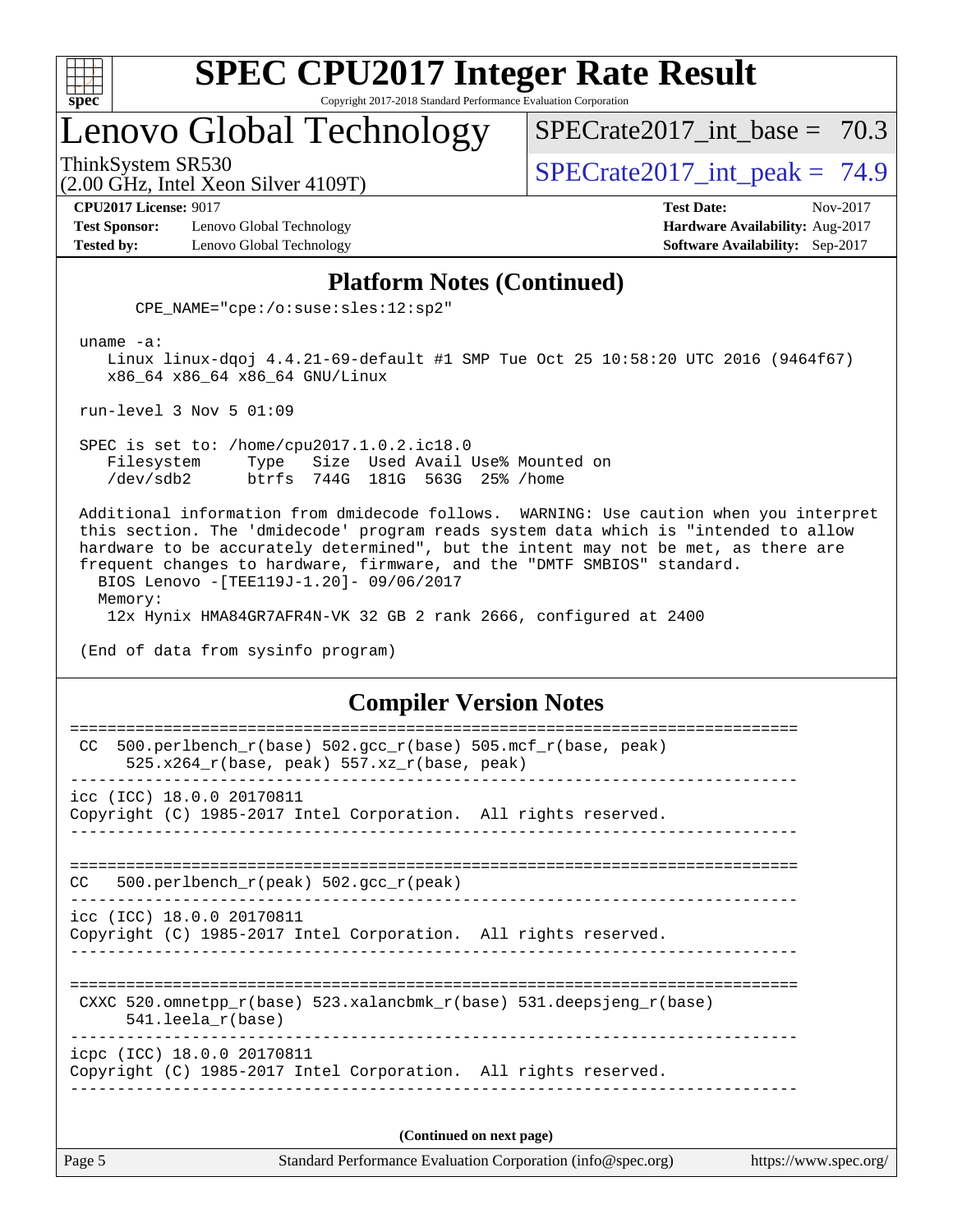# SPEC CPU2017 Integer Rate Result

Copyright 2017-2018 Standard Performance Evaluation Corporation

## Lenovo Global Technology

ThinkSystem SR530
(2.00 GHz, Intel Xeon Silver 4109T)

SPECrate2017_int_base = 70.3

SPECrate2017_int_peak = 74.9

**CPU2017 License:** 9017
**Test Sponsor:** Lenovo Global Technology
**Tested by:** Lenovo Global Technology

**Test Date:** Nov-2017
**Hardware Availability:** Aug-2017
**Software Availability:** Sep-2017

## Platform Notes (Continued)

```
      CPE_NAME="cpe:/o:suse:sles:12:sp2"

 uname -a:
    Linux linux-dqoj 4.4.21-69-default #1 SMP Tue Oct 25 10:58:20 UTC 2016 (9464f67)
    x86_64 x86_64 x86_64 GNU/Linux

 run-level 3 Nov 5 01:09

 SPEC is set to: /home/cpu2017.1.0.2.ic18.0
    Filesystem     Type   Size  Used Avail Use% Mounted on
    /dev/sdb2      btrfs  744G  181G  563G  25% /home

 Additional information from dmidecode follows.  WARNING: Use caution when you interpret
 this section. The 'dmidecode' program reads system data which is "intended to allow
 hardware to be accurately determined", but the intent may not be met, as there are
 frequent changes to hardware, firmware, and the "DMTF SMBIOS" standard.
   BIOS Lenovo -[TEE119J-1.20]- 09/06/2017
   Memory:
    12x Hynix HMA84GR7AFR4N-VK 32 GB 2 rank 2666, configured at 2400

 (End of data from sysinfo program)
```

## Compiler Version Notes

```
==============================================================================
 CC  500.perlbench_r(base) 502.gcc_r(base) 505.mcf_r(base, peak)
      525.x264_r(base, peak) 557.xz_r(base, peak)
------------------------------------------------------------------------------
icc (ICC) 18.0.0 20170811
Copyright (C) 1985-2017 Intel Corporation.  All rights reserved.
------------------------------------------------------------------------------

==============================================================================
CC   500.perlbench_r(peak) 502.gcc_r(peak)
------------------------------------------------------------------------------
icc (ICC) 18.0.0 20170811
Copyright (C) 1985-2017 Intel Corporation.  All rights reserved.
------------------------------------------------------------------------------

==============================================================================
 CXXC 520.omnetpp_r(base) 523.xalancbmk_r(base) 531.deepsjeng_r(base)
      541.leela_r(base)
------------------------------------------------------------------------------
icpc (ICC) 18.0.0 20170811
Copyright (C) 1985-2017 Intel Corporation.  All rights reserved.
------------------------------------------------------------------------------
```

**(Continued on next page)**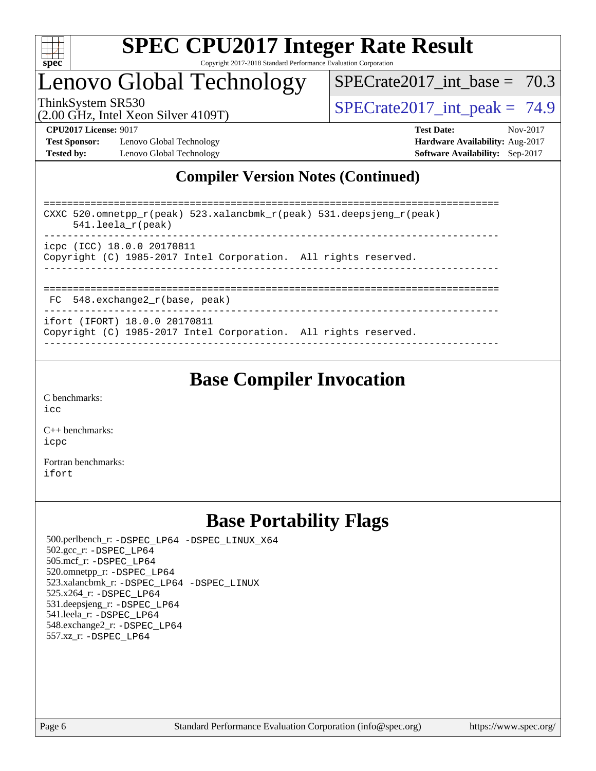## Compiler Version Notes (Continued)

```
==============================================================================
CXXC 520.omnetpp_r(peak) 523.xalancbmk_r(peak) 531.deepsjeng_r(peak)
     541.leela_r(peak)
------------------------------------------------------------------------------
icpc (ICC) 18.0.0 20170811
Copyright (C) 1985-2017 Intel Corporation.  All rights reserved.
------------------------------------------------------------------------------

==============================================================================
 FC  548.exchange2_r(base, peak)
------------------------------------------------------------------------------
ifort (IFORT) 18.0.0 20170811
Copyright (C) 1985-2017 Intel Corporation.  All rights reserved.
------------------------------------------------------------------------------
```

## Base Compiler Invocation

C benchmarks:
icc

C++ benchmarks:
icpc

Fortran benchmarks:
ifort

## Base Portability Flags

500.perlbench_r: -DSPEC_LP64 -DSPEC_LINUX_X64
502.gcc_r: -DSPEC_LP64
505.mcf_r: -DSPEC_LP64
520.omnetpp_r: -DSPEC_LP64
523.xalancbmk_r: -DSPEC_LP64 -DSPEC_LINUX
525.x264_r: -DSPEC_LP64
531.deepsjeng_r: -DSPEC_LP64
541.leela_r: -DSPEC_LP64
548.exchange2_r: -DSPEC_LP64
557.xz_r: -DSPEC_LP64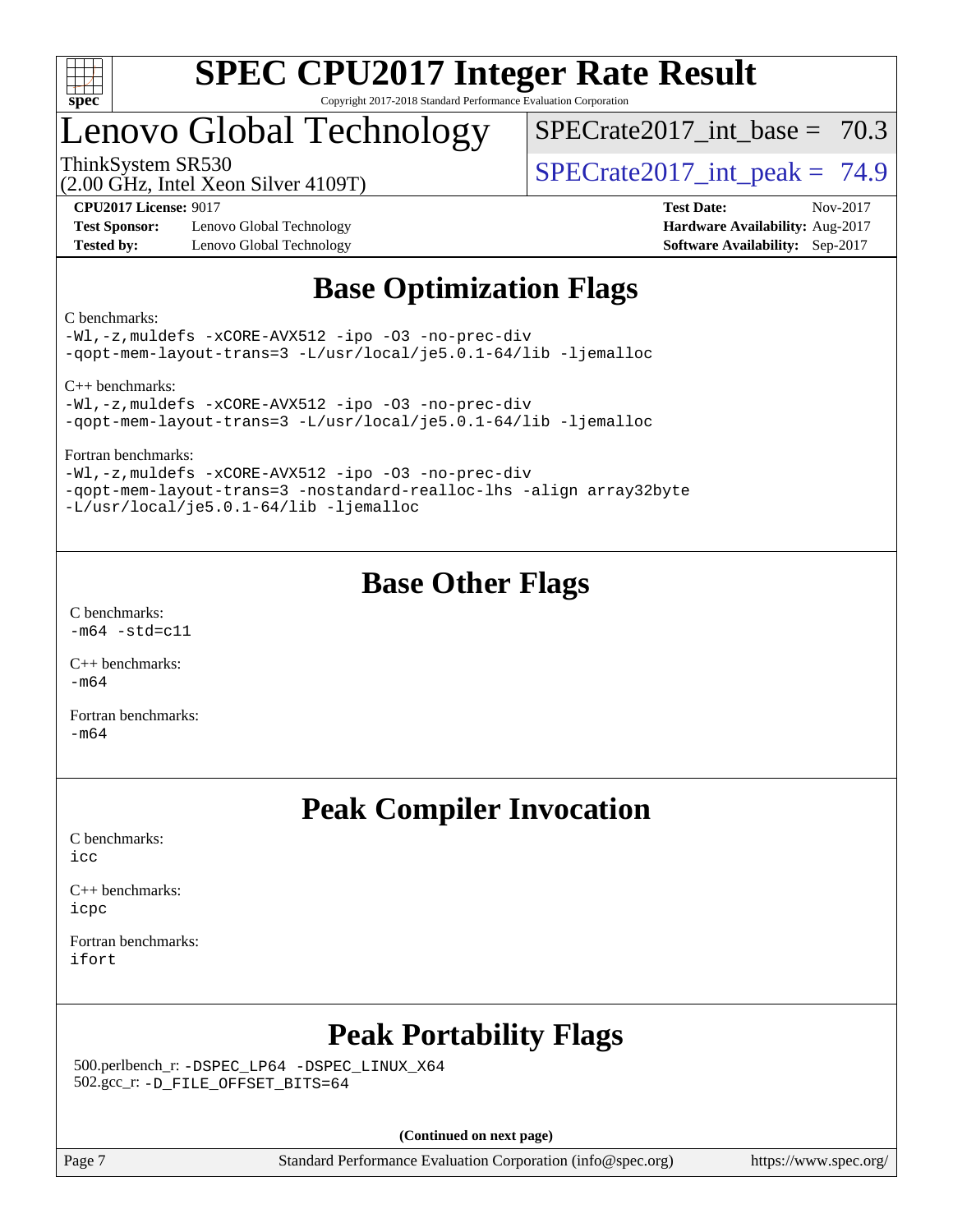# Lenovo Global Technology

ThinkSystem SR530
(2.00 GHz, Intel Xeon Silver 4109T)

SPECrate2017_int_base = 70.3

SPECrate2017_int_peak = 74.9

**CPU2017 License:** 9017
**Test Sponsor:** Lenovo Global Technology
**Tested by:** Lenovo Global Technology

**Test Date:** Nov-2017
**Hardware Availability:** Aug-2017
**Software Availability:** Sep-2017

## Base Optimization Flags

C benchmarks:
```
-Wl,-z,muldefs -xCORE-AVX512 -ipo -O3 -no-prec-div
-qopt-mem-layout-trans=3 -L/usr/local/je5.0.1-64/lib -ljemalloc
```

C++ benchmarks:
```
-Wl,-z,muldefs -xCORE-AVX512 -ipo -O3 -no-prec-div
-qopt-mem-layout-trans=3 -L/usr/local/je5.0.1-64/lib -ljemalloc
```

Fortran benchmarks:
```
-Wl,-z,muldefs -xCORE-AVX512 -ipo -O3 -no-prec-div
-qopt-mem-layout-trans=3 -nostandard-realloc-lhs -align array32byte
-L/usr/local/je5.0.1-64/lib -ljemalloc
```

## Base Other Flags

C benchmarks:
```
-m64 -std=c11
```

C++ benchmarks:
```
-m64
```

Fortran benchmarks:
```
-m64
```

## Peak Compiler Invocation

C benchmarks:
```
icc
```

C++ benchmarks:
```
icpc
```

Fortran benchmarks:
```
ifort
```

## Peak Portability Flags

500.perlbench_r: `-DSPEC_LP64 -DSPEC_LINUX_X64`
502.gcc_r: `-D_FILE_OFFSET_BITS=64`

**(Continued on next page)**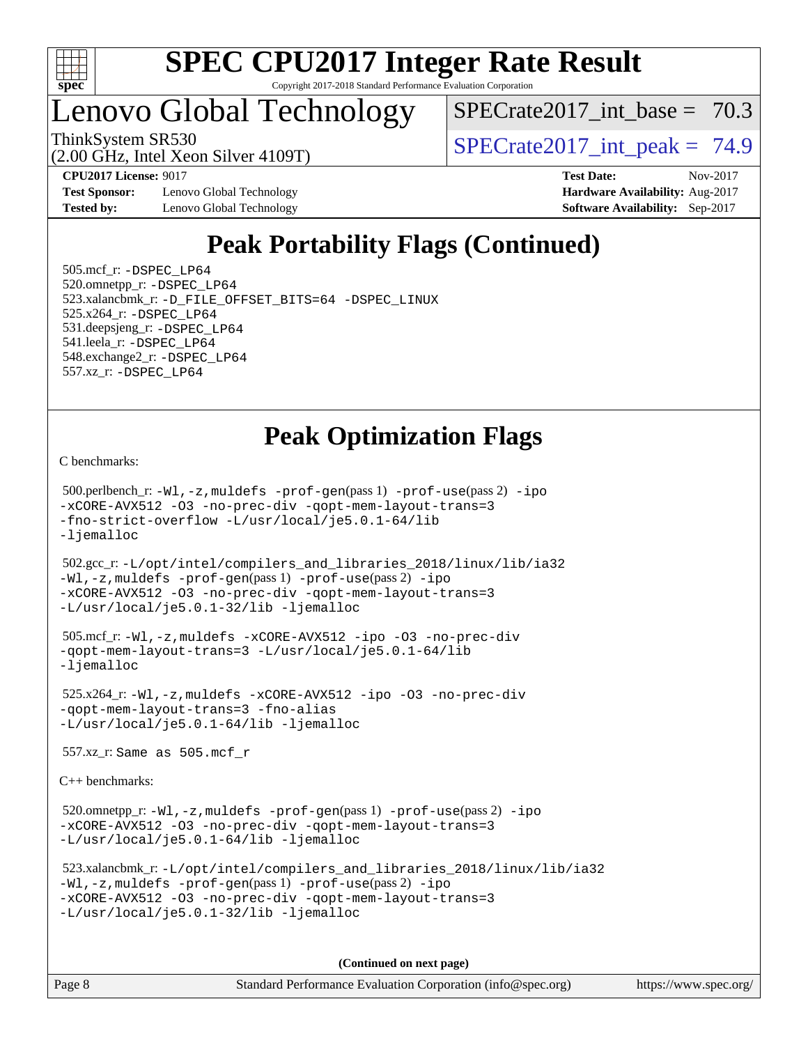# SPEC CPU2017 Integer Rate Result

Copyright 2017-2018 Standard Performance Evaluation Corporation

## Lenovo Global Technology

ThinkSystem SR530
(2.00 GHz, Intel Xeon Silver 4109T)

SPECrate2017_int_base = 70.3

SPECrate2017_int_peak = 74.9

**CPU2017 License:** 9017
**Test Sponsor:** Lenovo Global Technology
**Tested by:** Lenovo Global Technology

**Test Date:** Nov-2017
**Hardware Availability:** Aug-2017
**Software Availability:** Sep-2017

## Peak Portability Flags (Continued)

505.mcf_r: -DSPEC_LP64
520.omnetpp_r: -DSPEC_LP64
523.xalancbmk_r: -D_FILE_OFFSET_BITS=64 -DSPEC_LINUX
525.x264_r: -DSPEC_LP64
531.deepsjeng_r: -DSPEC_LP64
541.leela_r: -DSPEC_LP64
548.exchange2_r: -DSPEC_LP64
557.xz_r: -DSPEC_LP64

## Peak Optimization Flags

C benchmarks:

500.perlbench_r: -Wl,-z,muldefs -prof-gen(pass 1) -prof-use(pass 2) -ipo -xCORE-AVX512 -O3 -no-prec-div -qopt-mem-layout-trans=3 -fno-strict-overflow -L/usr/local/je5.0.1-64/lib -ljemalloc

502.gcc_r: -L/opt/intel/compilers_and_libraries_2018/linux/lib/ia32 -Wl,-z,muldefs -prof-gen(pass 1) -prof-use(pass 2) -ipo -xCORE-AVX512 -O3 -no-prec-div -qopt-mem-layout-trans=3 -L/usr/local/je5.0.1-32/lib -ljemalloc

505.mcf_r: -Wl,-z,muldefs -xCORE-AVX512 -ipo -O3 -no-prec-div -qopt-mem-layout-trans=3 -L/usr/local/je5.0.1-64/lib -ljemalloc

525.x264_r: -Wl,-z,muldefs -xCORE-AVX512 -ipo -O3 -no-prec-div -qopt-mem-layout-trans=3 -fno-alias -L/usr/local/je5.0.1-64/lib -ljemalloc

557.xz_r: Same as 505.mcf_r

C++ benchmarks:

520.omnetpp_r: -Wl,-z,muldefs -prof-gen(pass 1) -prof-use(pass 2) -ipo -xCORE-AVX512 -O3 -no-prec-div -qopt-mem-layout-trans=3 -L/usr/local/je5.0.1-64/lib -ljemalloc

523.xalancbmk_r: -L/opt/intel/compilers_and_libraries_2018/linux/lib/ia32 -Wl,-z,muldefs -prof-gen(pass 1) -prof-use(pass 2) -ipo -xCORE-AVX512 -O3 -no-prec-div -qopt-mem-layout-trans=3 -L/usr/local/je5.0.1-32/lib -ljemalloc

**(Continued on next page)**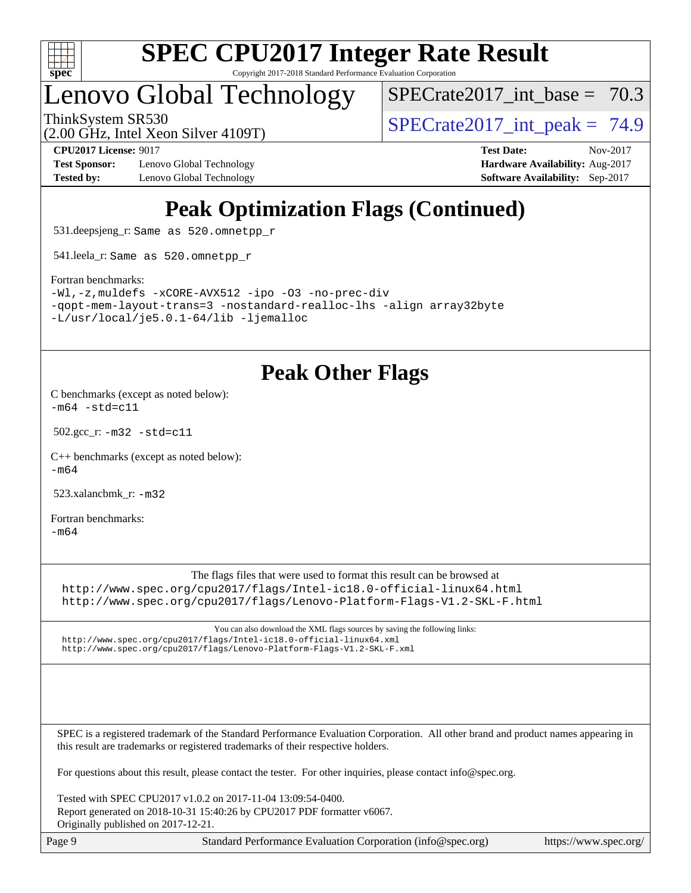# Peak Optimization Flags (Continued)

531.deepsjeng_r: Same as 520.omnetpp_r

541.leela_r: Same as 520.omnetpp_r

Fortran benchmarks:

```
-Wl,-z,muldefs -xCORE-AVX512 -ipo -O3 -no-prec-div
-qopt-mem-layout-trans=3 -nostandard-realloc-lhs -align array32byte
-L/usr/local/je5.0.1-64/lib -ljemalloc
```

# Peak Other Flags

C benchmarks (except as noted below):
`-m64 -std=c11`

502.gcc_r: `-m32 -std=c11`

C++ benchmarks (except as noted below):
`-m64`

523.xalancbmk_r: `-m32`

Fortran benchmarks:
`-m64`

The flags files that were used to format this result can be browsed at
http://www.spec.org/cpu2017/flags/Intel-ic18.0-official-linux64.html
http://www.spec.org/cpu2017/flags/Lenovo-Platform-Flags-V1.2-SKL-F.html

You can also download the XML flags sources by saving the following links:
http://www.spec.org/cpu2017/flags/Intel-ic18.0-official-linux64.xml
http://www.spec.org/cpu2017/flags/Lenovo-Platform-Flags-V1.2-SKL-F.xml

SPEC is a registered trademark of the Standard Performance Evaluation Corporation. All other brand and product names appearing in this result are trademarks or registered trademarks of their respective holders.

For questions about this result, please contact the tester. For other inquiries, please contact info@spec.org.

Tested with SPEC CPU2017 v1.0.2 on 2017-11-04 13:09:54-0400.
Report generated on 2018-10-31 15:40:26 by CPU2017 PDF formatter v6067.
Originally published on 2017-12-21.